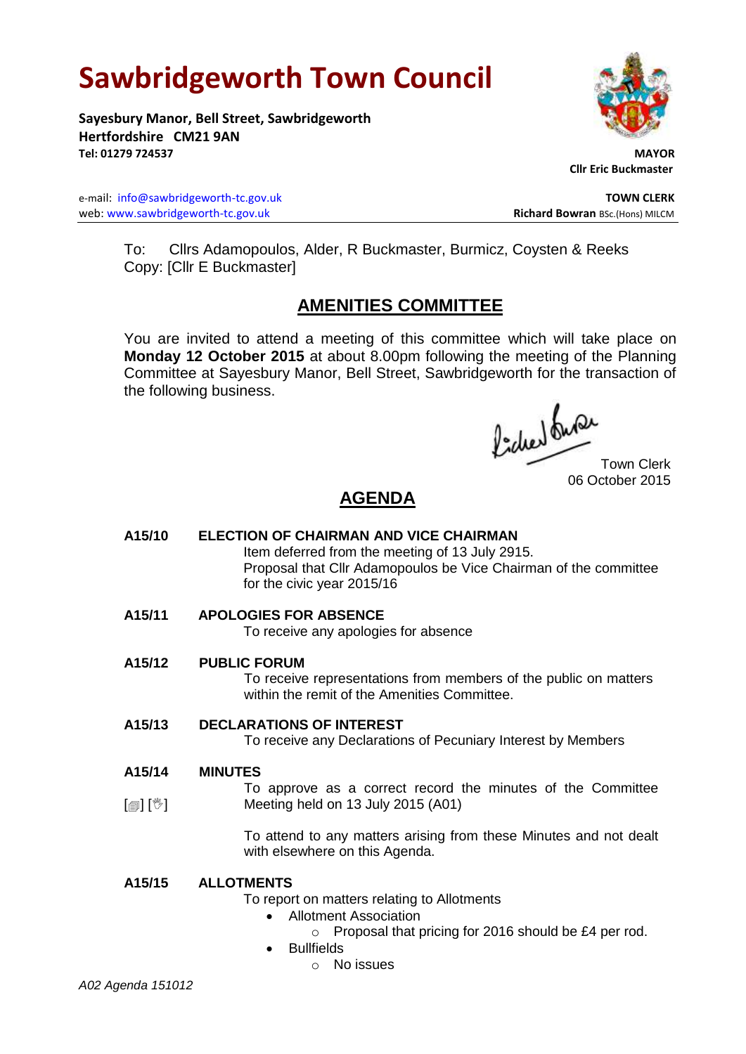# Sawbridgeworth Town Council

**Sayesbury Manor, Bell Street, Sawbridgeworth**
**Hertfordshire CM21 9AN**
**Tel: 01279 724537**

**MAYOR**
**Cllr Eric Buckmaster**

e-mail: info@sawbridgeworth-tc.gov.uk
web: www.sawbridgeworth-tc.gov.uk

**TOWN CLERK**
**Richard Bowran** BSc.(Hons) MILCM

To: Cllrs Adamopoulos, Alder, R Buckmaster, Burmicz, Coysten & Reeks
Copy: [Cllr E Buckmaster]

## AMENITIES COMMITTEE

You are invited to attend a meeting of this committee which will take place on **Monday 12 October 2015** at about 8.00pm following the meeting of the Planning Committee at Sayesbury Manor, Bell Street, Sawbridgeworth for the transaction of the following business.

Town Clerk
06 October 2015

## AGENDA

**A15/10 ELECTION OF CHAIRMAN AND VICE CHAIRMAN**

Item deferred from the meeting of 13 July 2915.
Proposal that Cllr Adamopoulos be Vice Chairman of the committee for the civic year 2015/16

**A15/11 APOLOGIES FOR ABSENCE**

To receive any apologies for absence

**A15/12 PUBLIC FORUM**

To receive representations from members of the public on matters within the remit of the Amenities Committee.

**A15/13 DECLARATIONS OF INTEREST**

To receive any Declarations of Pecuniary Interest by Members

**A15/14 MINUTES**

[▤] [✋] To approve as a correct record the minutes of the Committee Meeting held on 13 July 2015 (A01)

To attend to any matters arising from these Minutes and not dealt with elsewhere on this Agenda.

**A15/15 ALLOTMENTS**

To report on matters relating to Allotments

- Allotment Association
  - Proposal that pricing for 2016 should be £4 per rod.
- Bullfields
  - No issues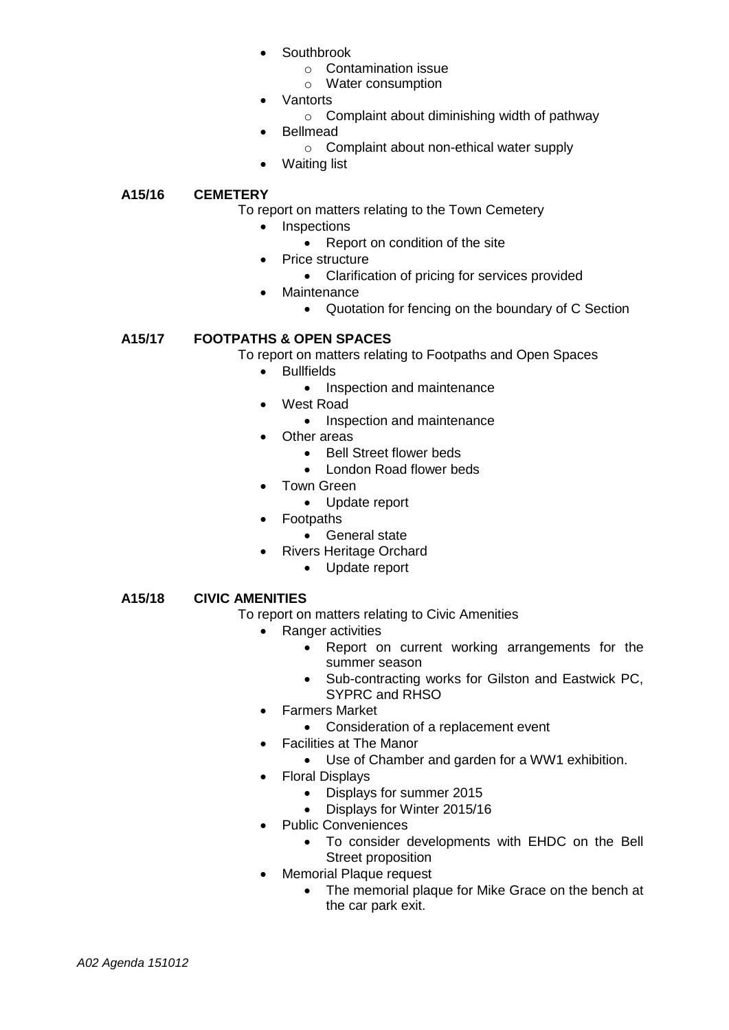- Southbrook
  - Contamination issue
  - Water consumption
- Vantorts
  - Complaint about diminishing width of pathway
- Bellmead
  - Complaint about non-ethical water supply
- Waiting list

**A15/16 CEMETERY**

To report on matters relating to the Town Cemetery

- Inspections
  - Report on condition of the site
- Price structure
  - Clarification of pricing for services provided
- Maintenance
  - Quotation for fencing on the boundary of C Section

**A15/17 FOOTPATHS & OPEN SPACES**

To report on matters relating to Footpaths and Open Spaces

- Bullfields
  - Inspection and maintenance
- West Road
  - Inspection and maintenance
- Other areas
  - Bell Street flower beds
  - London Road flower beds
- Town Green
  - Update report
- Footpaths
  - General state
- Rivers Heritage Orchard
  - Update report

**A15/18 CIVIC AMENITIES**

To report on matters relating to Civic Amenities

- Ranger activities
  - Report on current working arrangements for the summer season
  - Sub-contracting works for Gilston and Eastwick PC, SYPRC and RHSO
- Farmers Market
  - Consideration of a replacement event
- Facilities at The Manor
  - Use of Chamber and garden for a WW1 exhibition.
- Floral Displays
  - Displays for summer 2015
  - Displays for Winter 2015/16
- Public Conveniences
  - To consider developments with EHDC on the Bell Street proposition
- Memorial Plaque request
  - The memorial plaque for Mike Grace on the bench at the car park exit.